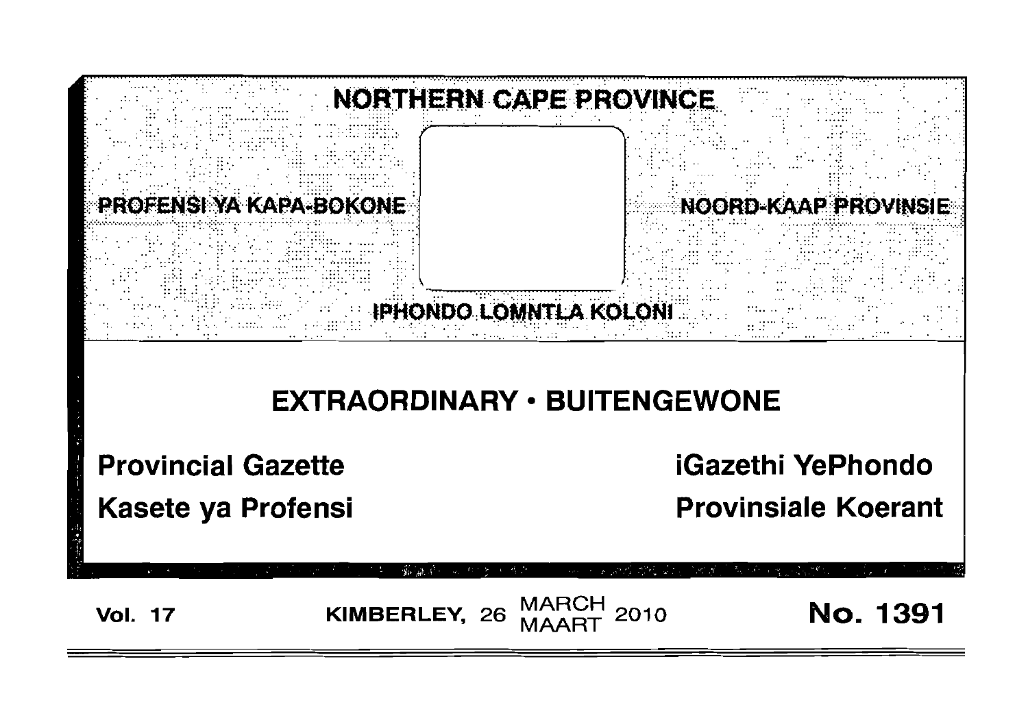# NORTHERN CAPE PROVINCE

PROFENSI YA KAPA-BOKONE

NOORD-KAAP PROVINSIE

IPHONDO LOMNTLA KOLONI

## EXTRAORDINARY • BUITENGEWONE

**Provincial Gazette**

**iGazethi YePhondo**

**Kasete ya Profensi**

**Provinsiale Koerant**

**Vol. 17** KIMBERLEY, 26 MARCH MAART 2010 **No. 1391**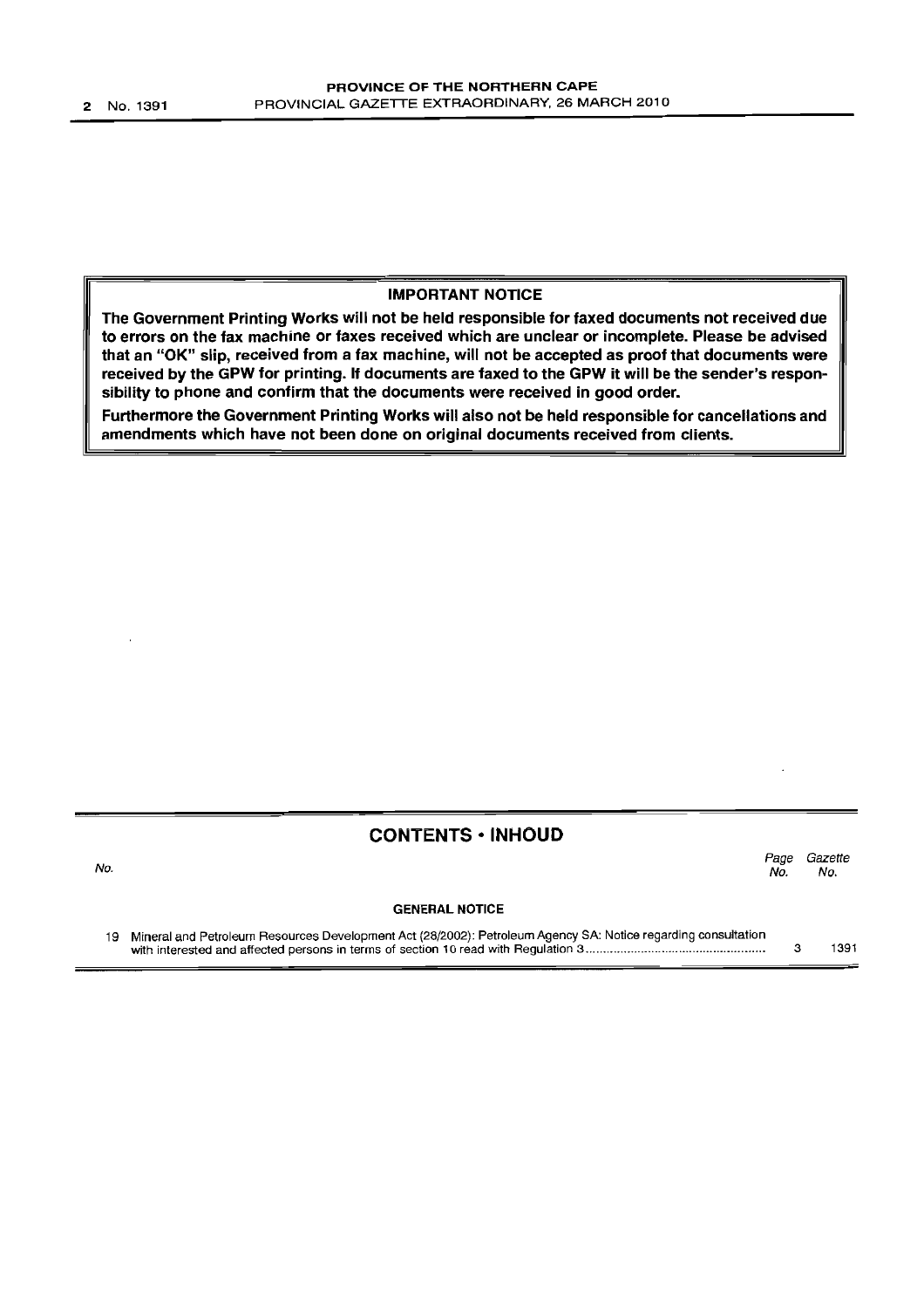**IMPORTANT NOTICE**

**The Government Printing Works will not be held responsible for faxed documents not received due to errors on the fax machine or faxes received which are unclear or incomplete. Please be advised that an "OK" slip, received from a fax machine, will not be accepted as proof that documents were received by the GPW for printing. If documents are faxed to the GPW it will be the sender's responsibility to phone and confirm that the documents were received in good order.**

**Furthermore the Government Printing Works will also not be held responsible for cancellations and amendments which have not been done on original documents received from clients.**

## CONTENTS • INHOUD

| No. | | Page No. | Gazette No. |
|---|---|---|---|
| | **GENERAL NOTICE** | | |
| 19 | Mineral and Petroleum Resources Development Act (28/2002): Petroleum Agency SA: Notice regarding consultation with interested and affected persons in terms of section 10 read with Regulation 3 | 3 | 1391 |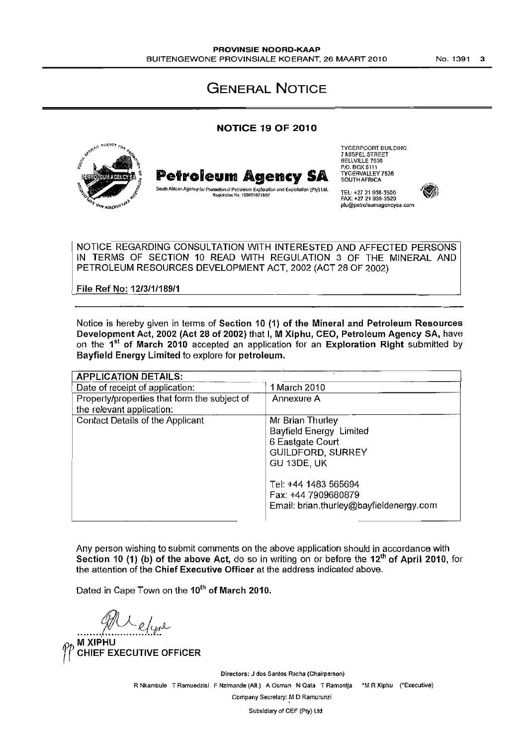# GENERAL NOTICE

## NOTICE 19 OF 2010

**Petroleum Agency SA**

South African Agency for Promotion of Petroleum Exploration and Exploitation (Pty) Ltd.
Registration No. 1999/015715/07

TYGERPOORT BUILDING
7 MISPEL STREET
BELLVILLE 7530
P.O. BOX 5111
TYGERVALLEY 7536
SOUTH AFRICA

TEL: +27 21 938-3500
FAX: +27 21 938-3520
pfu@petroleumagencysa.com

NOTICE REGARDING CONSULTATION WITH INTERESTED AND AFFECTED PERSONS IN TERMS OF SECTION 10 READ WITH REGULATION 3 OF THE MINERAL AND PETROLEUM RESOURCES DEVELOPMENT ACT, 2002 (ACT 28 OF 2002)

File Ref No: 12/3/1/189/1

Notice is hereby given in terms of **Section 10 (1) of the Mineral and Petroleum Resources Development Act, 2002 (Act 28 of 2002)** that **I, M Xiphu, CEO, Petroleum Agency SA,** have on the **1st of March 2010** accepted an application for an **Exploration Right** submitted by **Bayfield Energy Limited** to explore for **petroleum.**

| APPLICATION DETAILS: | |
|---|---|
| Date of receipt of application: | 1 March 2010 |
| Property/properties that form the subject of the relevant application: | Annexure A |
| Contact Details of the Applicant | Mr Brian Thurley<br>Bayfield Energy Limited<br>6 Eastgate Court<br>GUILDFORD, SURREY<br>GU 13DE, UK<br><br>Tel: +44 1483 565694<br>Fax: +44 7909680879<br>Email: brian.thurley@bayfieldenergy.com |

Any person wishing to submit comments on the above application should in accordance with **Section 10 (1) (b) of the above Act,** do so in writing on or before the **12th of April 2010,** for the attention of the **Chief Executive Officer** at the address indicated above.

Dated in Cape Town on the **10th of March 2010.**

**M XIPHU**
**CHIEF EXECUTIVE OFFICER**

Directors: J dos Santos Rocha (Chairperson)
R Nkambule T Ramuedzisi F Nzimande (Alt.) A Osman N Qata T Ramontja *M R Xiphu (*Executive)
Company Secretary: M D Ramurunzi
Subsidiary of CEF (Pty) Ltd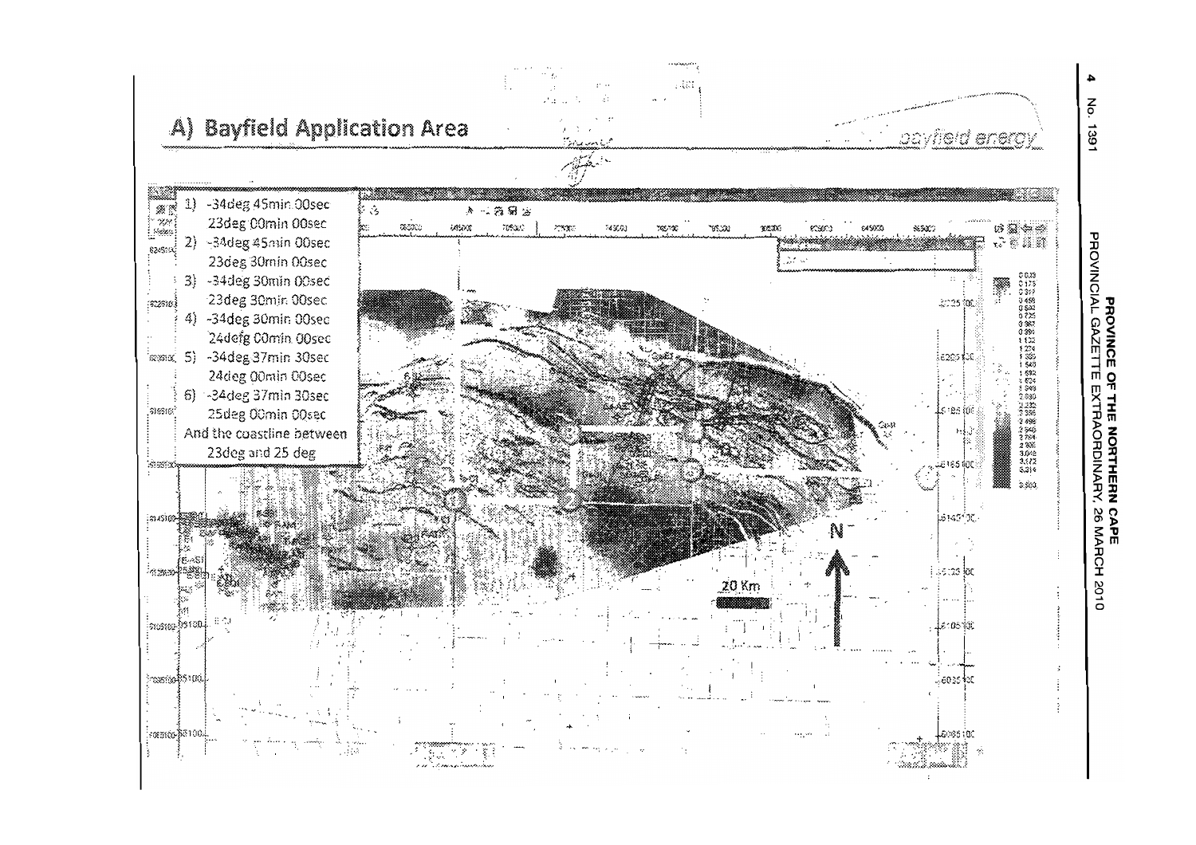## A) Bayfield Application Area

bayfield energy

1) -34deg 45min 00sec
   23deg 00min 00sec
2) -34deg 45min 00sec
   23deg 30min 00sec
3) -34deg 30min 00sec
   23deg 30min 00sec
4) -34deg 30min 00sec
   24defg 00min 00sec
5) -34deg 37min 30sec
   24deg 00min 00sec
6) -34deg 37min 30sec
   25deg 00min 00sec

And the coastline between 23deg and 25 deg

N

20 Km